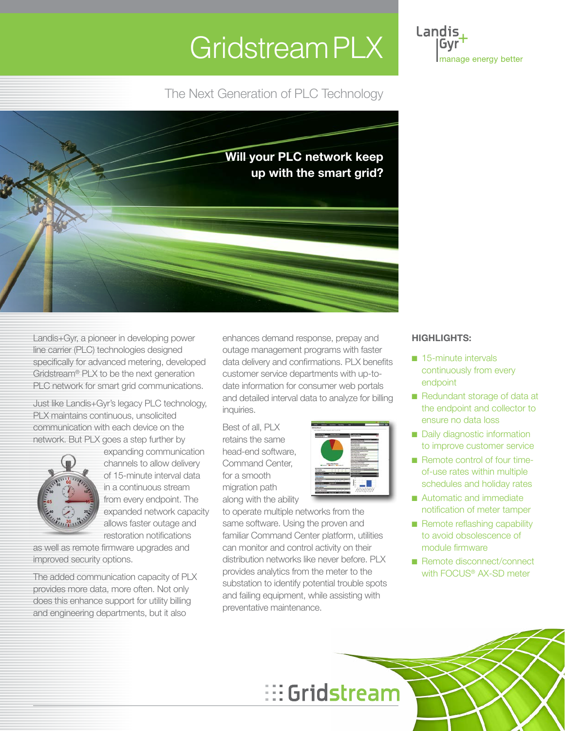# Gridstream PLX

Landis+Gyr
manage energy better

## The Next Generation of PLC Technology

**Will your PLC network keep up with the smart grid?**

Landis+Gyr, a pioneer in developing power line carrier (PLC) technologies designed specifically for advanced metering, developed Gridstream® PLX to be the next generation PLC network for smart grid communications.

Just like Landis+Gyr's legacy PLC technology, PLX maintains continuous, unsolicited communication with each device on the network. But PLX goes a step further by expanding communication channels to allow delivery of 15-minute interval data in a continuous stream from every endpoint. The expanded network capacity allows faster outage and restoration notifications as well as remote firmware upgrades and improved security options.

The added communication capacity of PLX provides more data, more often. Not only does this enhance support for utility billing and engineering departments, but it also enhances demand response, prepay and outage management programs with faster data delivery and confirmations. PLX benefits customer service departments with up-to-date information for consumer web portals and detailed interval data to analyze for billing inquiries.

Best of all, PLX retains the same head-end software, Command Center, for a smooth migration path along with the ability to operate multiple networks from the same software. Using the proven and familiar Command Center platform, utilities can monitor and control activity on their distribution networks like never before. PLX provides analytics from the meter to the substation to identify potential trouble spots and failing equipment, while assisting with preventative maintenance.

### HIGHLIGHTS:

- 15-minute intervals continuously from every endpoint
- Redundant storage of data at the endpoint and collector to ensure no data loss
- Daily diagnostic information to improve customer service
- Remote control of four time-of-use rates within multiple schedules and holiday rates
- Automatic and immediate notification of meter tamper
- Remote reflashing capability to avoid obsolescence of module firmware
- Remote disconnect/connect with FOCUS® AX-SD meter

Gridstream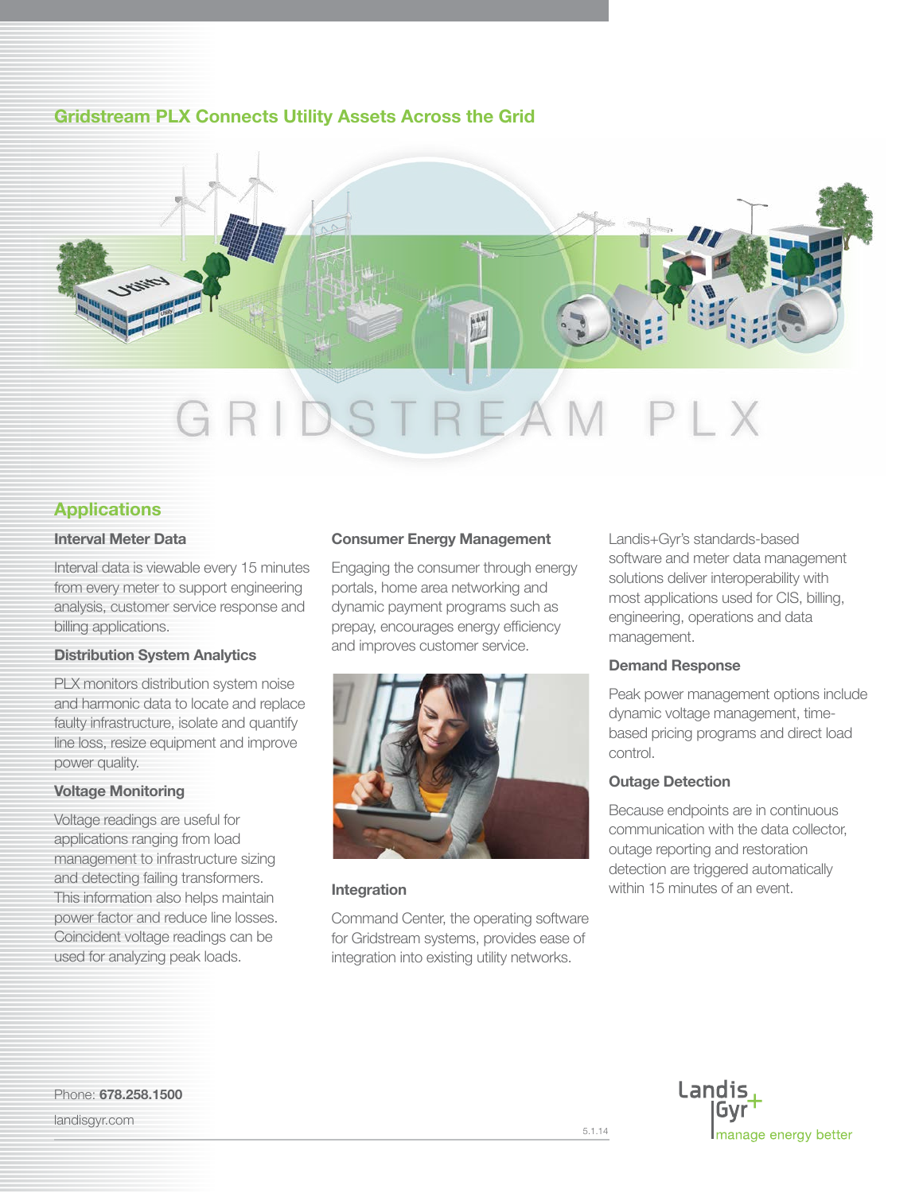## Gridstream PLX Connects Utility Assets Across the Grid

GRIDSTREAM PLX

## Applications

### Interval Meter Data

Interval data is viewable every 15 minutes from every meter to support engineering analysis, customer service response and billing applications.

### Distribution System Analytics

PLX monitors distribution system noise and harmonic data to locate and replace faulty infrastructure, isolate and quantify line loss, resize equipment and improve power quality.

### Voltage Monitoring

Voltage readings are useful for applications ranging from load management to infrastructure sizing and detecting failing transformers. This information also helps maintain power factor and reduce line losses. Coincident voltage readings can be used for analyzing peak loads.

### Consumer Energy Management

Engaging the consumer through energy portals, home area networking and dynamic payment programs such as prepay, encourages energy efficiency and improves customer service.

### Integration

Command Center, the operating software for Gridstream systems, provides ease of integration into existing utility networks.

Landis+Gyr's standards-based software and meter data management solutions deliver interoperability with most applications used for CIS, billing, engineering, operations and data management.

### Demand Response

Peak power management options include dynamic voltage management, time-based pricing programs and direct load control.

### Outage Detection

Because endpoints are in continuous communication with the data collector, outage reporting and restoration detection are triggered automatically within 15 minutes of an event.

Phone: **678.258.1500**

landisgyr.com

5.1.14

Landis+Gyr
manage energy better